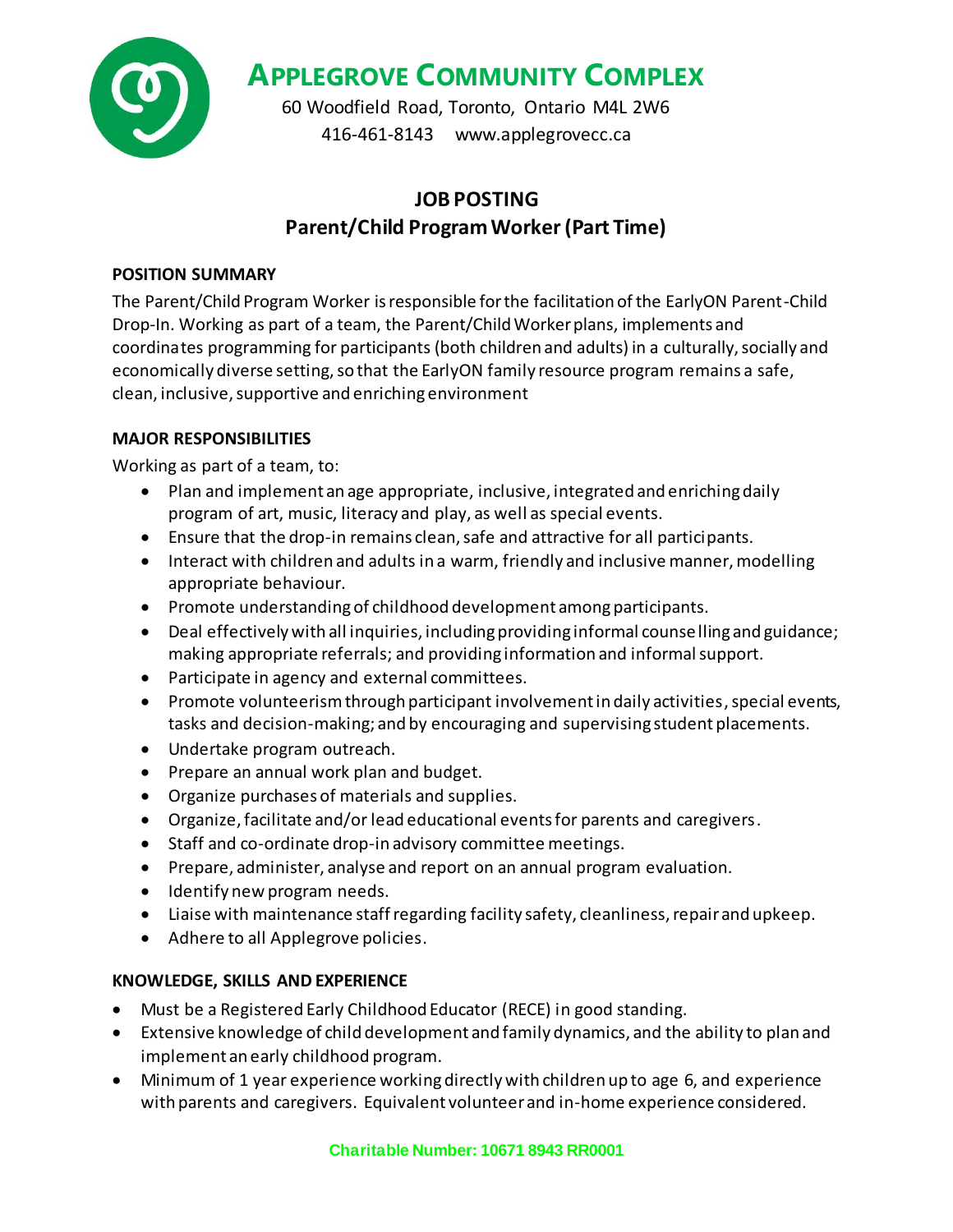# APPLEGROVE COMMUNITY COMPLEX

60 Woodfield Road, Toronto, Ontario M4L 2W6
416-461-8143 www.applegrovecc.ca

## JOB POSTING
## Parent/Child Program Worker (Part Time)

### POSITION SUMMARY

The Parent/Child Program Worker is responsible for the facilitation of the EarlyON Parent-Child Drop-In. Working as part of a team, the Parent/Child Worker plans, implements and coordinates programming for participants (both children and adults) in a culturally, socially and economically diverse setting, so that the EarlyON family resource program remains a safe, clean, inclusive, supportive and enriching environment

### MAJOR RESPONSIBILITIES

Working as part of a team, to:

- Plan and implement an age appropriate, inclusive, integrated and enriching daily program of art, music, literacy and play, as well as special events.
- Ensure that the drop-in remains clean, safe and attractive for all participants.
- Interact with children and adults in a warm, friendly and inclusive manner, modelling appropriate behaviour.
- Promote understanding of childhood development among participants.
- Deal effectively with all inquiries, including providing informal counselling and guidance; making appropriate referrals; and providing information and informal support.
- Participate in agency and external committees.
- Promote volunteerism through participant involvement in daily activities, special events, tasks and decision-making; and by encouraging and supervising student placements.
- Undertake program outreach.
- Prepare an annual work plan and budget.
- Organize purchases of materials and supplies.
- Organize, facilitate and/or lead educational events for parents and caregivers.
- Staff and co-ordinate drop-in advisory committee meetings.
- Prepare, administer, analyse and report on an annual program evaluation.
- Identify new program needs.
- Liaise with maintenance staff regarding facility safety, cleanliness, repair and upkeep.
- Adhere to all Applegrove policies.

### KNOWLEDGE, SKILLS AND EXPERIENCE

- Must be a Registered Early Childhood Educator (RECE) in good standing.
- Extensive knowledge of child development and family dynamics, and the ability to plan and implement an early childhood program.
- Minimum of 1 year experience working directly with children up to age 6, and experience with parents and caregivers. Equivalent volunteer and in-home experience considered.

Charitable Number: 10671 8943 RR0001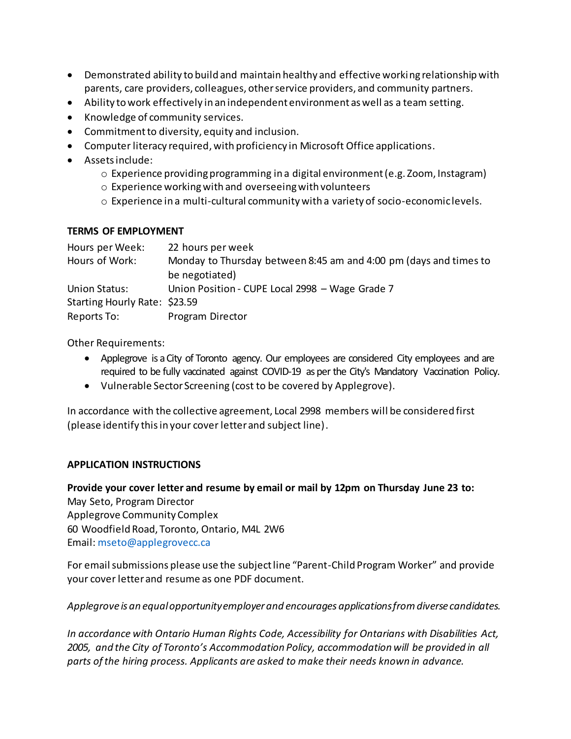- Demonstrated ability to build and maintain healthy and effective working relationship with parents, care providers, colleagues, other service providers, and community partners.
- Ability to work effectively in an independent environment as well as a team setting.
- Knowledge of community services.
- Commitment to diversity, equity and inclusion.
- Computer literacy required, with proficiency in Microsoft Office applications.
- Assets include:
  - Experience providing programming in a digital environment (e.g. Zoom, Instagram)
  - Experience working with and overseeing with volunteers
  - Experience in a multi-cultural community with a variety of socio-economic levels.

**TERMS OF EMPLOYMENT**

| | |
|---|---|
| Hours per Week: | 22 hours per week |
| Hours of Work: | Monday to Thursday between 8:45 am and 4:00 pm (days and times to be negotiated) |
| Union Status: | Union Position - CUPE Local 2998 – Wage Grade 7 |
| Starting Hourly Rate: | $23.59 |
| Reports To: | Program Director |

Other Requirements:

- Applegrove is a City of Toronto agency. Our employees are considered City employees and are required to be fully vaccinated against COVID-19 as per the City's Mandatory Vaccination Policy.
- Vulnerable Sector Screening (cost to be covered by Applegrove).

In accordance with the collective agreement, Local 2998 members will be considered first (please identify this in your cover letter and subject line).

**APPLICATION INSTRUCTIONS**

**Provide your cover letter and resume by email or mail by 12pm on Thursday June 23 to:**
May Seto, Program Director
Applegrove Community Complex
60 Woodfield Road, Toronto, Ontario, M4L 2W6
Email: mseto@applegrovecc.ca

For email submissions please use the subject line "Parent-Child Program Worker" and provide your cover letter and resume as one PDF document.

*Applegrove is an equal opportunity employer and encourages applications from diverse candidates.*

*In accordance with Ontario Human Rights Code, Accessibility for Ontarians with Disabilities Act, 2005, and the City of Toronto's Accommodation Policy, accommodation will be provided in all parts of the hiring process. Applicants are asked to make their needs known in advance.*